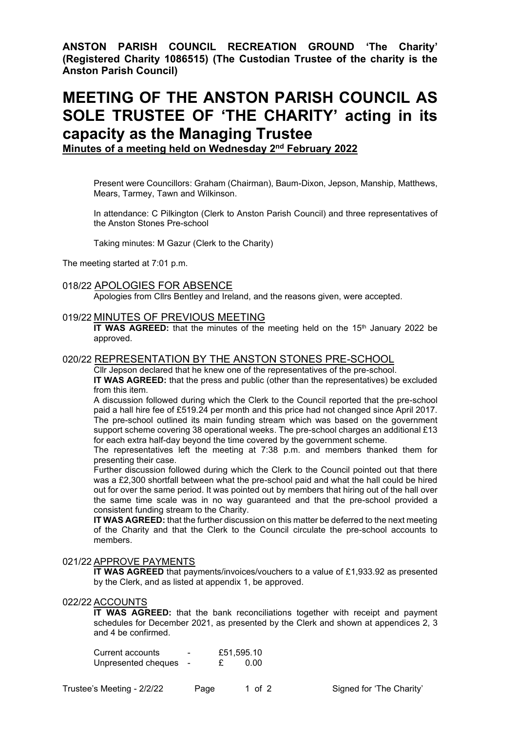**ANSTON PARISH COUNCIL RECREATION GROUND 'The Charity' (Registered Charity 1086515) (The Custodian Trustee of the charity is the Anston Parish Council)**

# MEETING OF THE ANSTON PARISH COUNCIL AS SOLE TRUSTEE OF 'THE CHARITY' acting in its capacity as the Managing Trustee

**Minutes of a meeting held on Wednesday 2nd February 2022**

Present were Councillors: Graham (Chairman), Baum-Dixon, Jepson, Manship, Matthews, Mears, Tarmey, Tawn and Wilkinson.

In attendance: C Pilkington (Clerk to Anston Parish Council) and three representatives of the Anston Stones Pre-school

Taking minutes: M Gazur (Clerk to the Charity)

The meeting started at 7:01 p.m.

## 018/22 APOLOGIES FOR ABSENCE

Apologies from Cllrs Bentley and Ireland, and the reasons given, were accepted.

## 019/22 MINUTES OF PREVIOUS MEETING

**IT WAS AGREED:** that the minutes of the meeting held on the 15th January 2022 be approved.

## 020/22 REPRESENTATION BY THE ANSTON STONES PRE-SCHOOL

Cllr Jepson declared that he knew one of the representatives of the pre-school.

**IT WAS AGREED:** that the press and public (other than the representatives) be excluded from this item.

A discussion followed during which the Clerk to the Council reported that the pre-school paid a hall hire fee of £519.24 per month and this price had not changed since April 2017. The pre-school outlined its main funding stream which was based on the government support scheme covering 38 operational weeks. The pre-school charges an additional £13 for each extra half-day beyond the time covered by the government scheme.

The representatives left the meeting at 7:38 p.m. and members thanked them for presenting their case.

Further discussion followed during which the Clerk to the Council pointed out that there was a £2,300 shortfall between what the pre-school paid and what the hall could be hired out for over the same period. It was pointed out by members that hiring out of the hall over the same time scale was in no way guaranteed and that the pre-school provided a consistent funding stream to the Charity.

**IT WAS AGREED:** that the further discussion on this matter be deferred to the next meeting of the Charity and that the Clerk to the Council circulate the pre-school accounts to members.

## 021/22 APPROVE PAYMENTS

**IT WAS AGREED** that payments/invoices/vouchers to a value of £1,933.92 as presented by the Clerk, and as listed at appendix 1, be approved.

## 022/22 ACCOUNTS

**IT WAS AGREED:** that the bank reconciliations together with receipt and payment schedules for December 2021, as presented by the Clerk and shown at appendices 2, 3 and 4 be confirmed.

| | | |
|---|---|---|
| Current accounts | - | £51,595.10 |
| Unpresented cheques | - | £ 0.00 |

Signed for 'The Charity'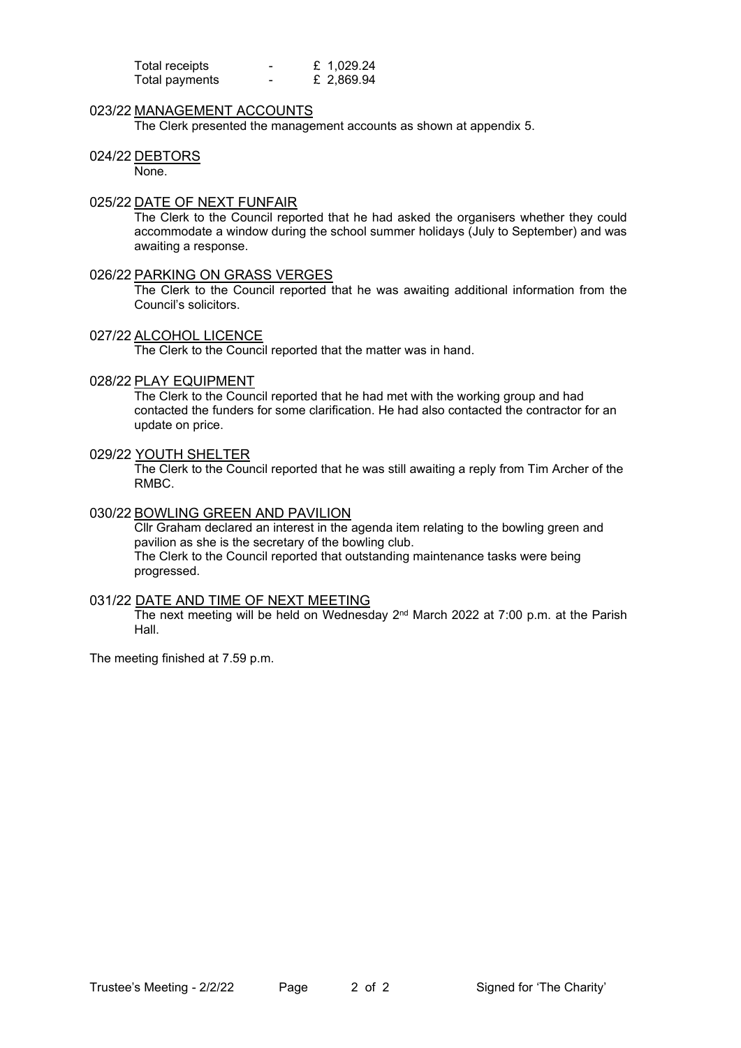| | | |
|---|---|---|
| Total receipts | - | £ 1,029.24 |
| Total payments | - | £ 2,869.94 |

023/22 MANAGEMENT ACCOUNTS

The Clerk presented the management accounts as shown at appendix 5.

024/22 DEBTORS

None.

025/22 DATE OF NEXT FUNFAIR

The Clerk to the Council reported that he had asked the organisers whether they could accommodate a window during the school summer holidays (July to September) and was awaiting a response.

026/22 PARKING ON GRASS VERGES

The Clerk to the Council reported that he was awaiting additional information from the Council's solicitors.

027/22 ALCOHOL LICENCE

The Clerk to the Council reported that the matter was in hand.

028/22 PLAY EQUIPMENT

The Clerk to the Council reported that he had met with the working group and had contacted the funders for some clarification. He had also contacted the contractor for an update on price.

029/22 YOUTH SHELTER

The Clerk to the Council reported that he was still awaiting a reply from Tim Archer of the RMBC.

030/22 BOWLING GREEN AND PAVILION

Cllr Graham declared an interest in the agenda item relating to the bowling green and pavilion as she is the secretary of the bowling club.

The Clerk to the Council reported that outstanding maintenance tasks were being progressed.

031/22 DATE AND TIME OF NEXT MEETING

The next meeting will be held on Wednesday 2nd March 2022 at 7:00 p.m. at the Parish Hall.

The meeting finished at 7.59 p.m.

Trustee's Meeting - 2/2/22 Signed for 'The Charity'